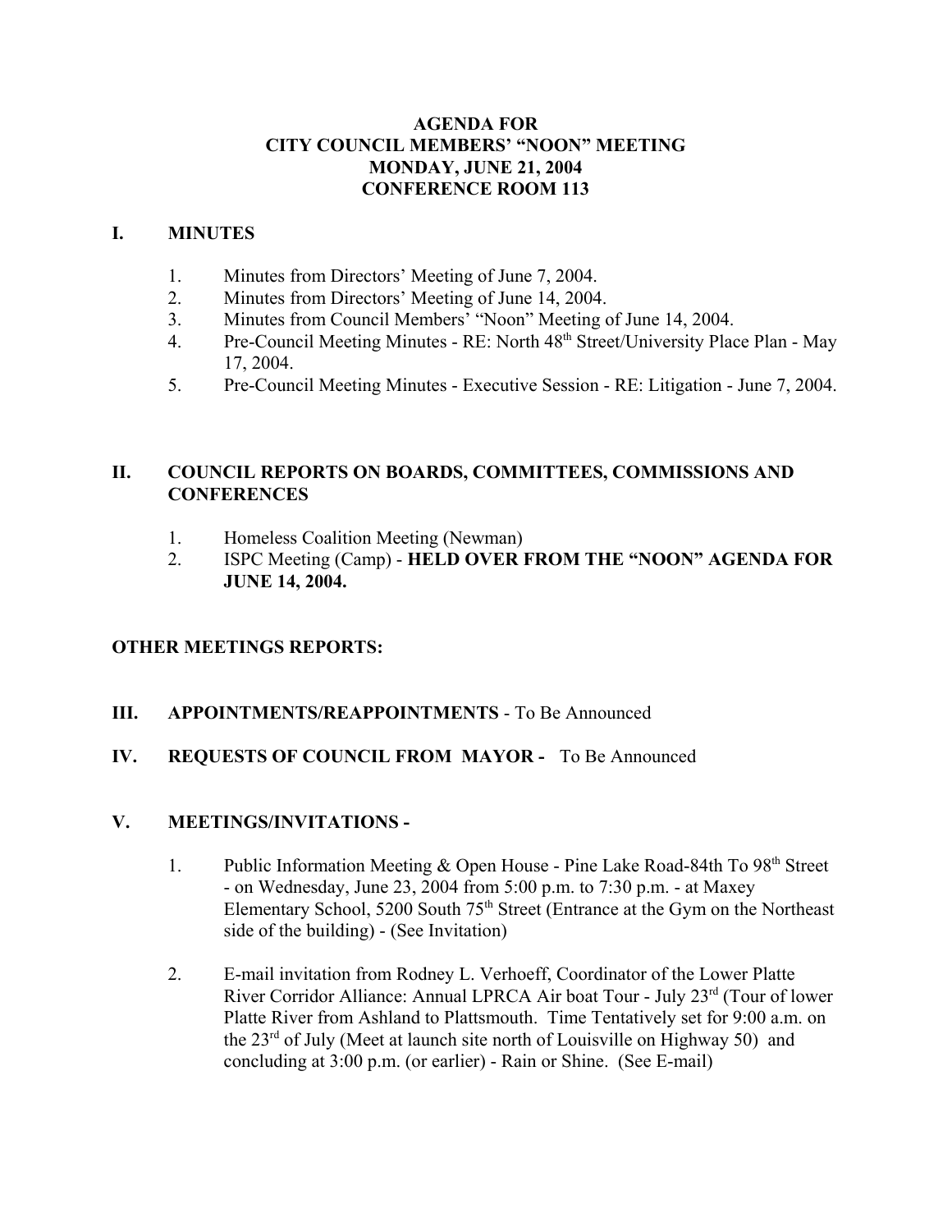# AGENDA FOR CITY COUNCIL MEMBERS' "NOON" MEETING MONDAY, JUNE 21, 2004 CONFERENCE ROOM 113

## I. MINUTES

1. Minutes from Directors' Meeting of June 7, 2004.
2. Minutes from Directors' Meeting of June 14, 2004.
3. Minutes from Council Members' "Noon" Meeting of June 14, 2004.
4. Pre-Council Meeting Minutes - RE: North 48th Street/University Place Plan - May 17, 2004.
5. Pre-Council Meeting Minutes - Executive Session - RE: Litigation - June 7, 2004.

## II. COUNCIL REPORTS ON BOARDS, COMMITTEES, COMMISSIONS AND CONFERENCES

1. Homeless Coalition Meeting (Newman)
2. ISPC Meeting (Camp) - **HELD OVER FROM THE "NOON" AGENDA FOR JUNE 14, 2004.**

## OTHER MEETINGS REPORTS:

## III. APPOINTMENTS/REAPPOINTMENTS - To Be Announced

## IV. REQUESTS OF COUNCIL FROM MAYOR - To Be Announced

## V. MEETINGS/INVITATIONS -

1. Public Information Meeting & Open House - Pine Lake Road-84th To 98th Street - on Wednesday, June 23, 2004 from 5:00 p.m. to 7:30 p.m. - at Maxey Elementary School, 5200 South 75th Street (Entrance at the Gym on the Northeast side of the building) - (See Invitation)

2. E-mail invitation from Rodney L. Verhoeff, Coordinator of the Lower Platte River Corridor Alliance: Annual LPRCA Air boat Tour - July 23rd (Tour of lower Platte River from Ashland to Plattsmouth. Time Tentatively set for 9:00 a.m. on the 23rd of July (Meet at launch site north of Louisville on Highway 50) and concluding at 3:00 p.m. (or earlier) - Rain or Shine. (See E-mail)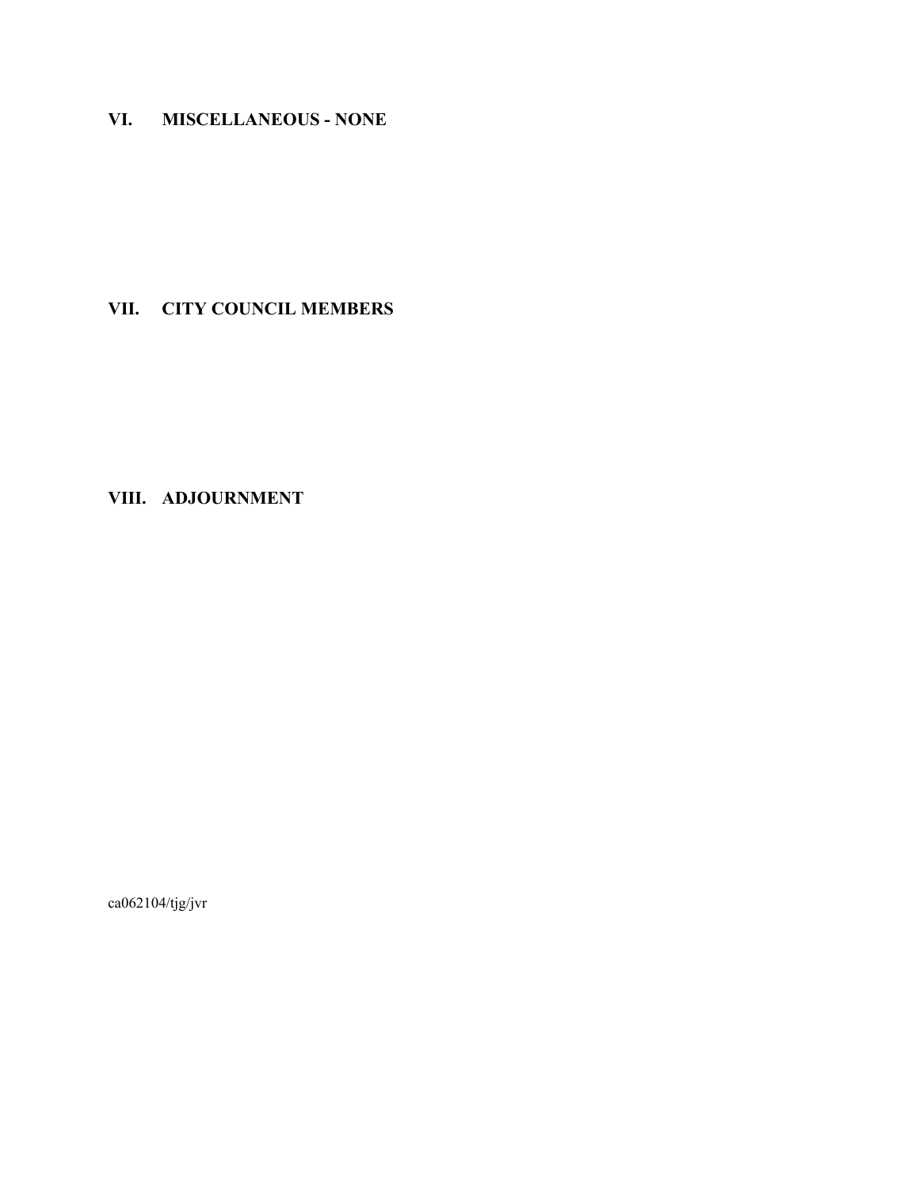## VI. MISCELLANEOUS - NONE

## VII. CITY COUNCIL MEMBERS

## VIII. ADJOURNMENT

ca062104/tjg/jvr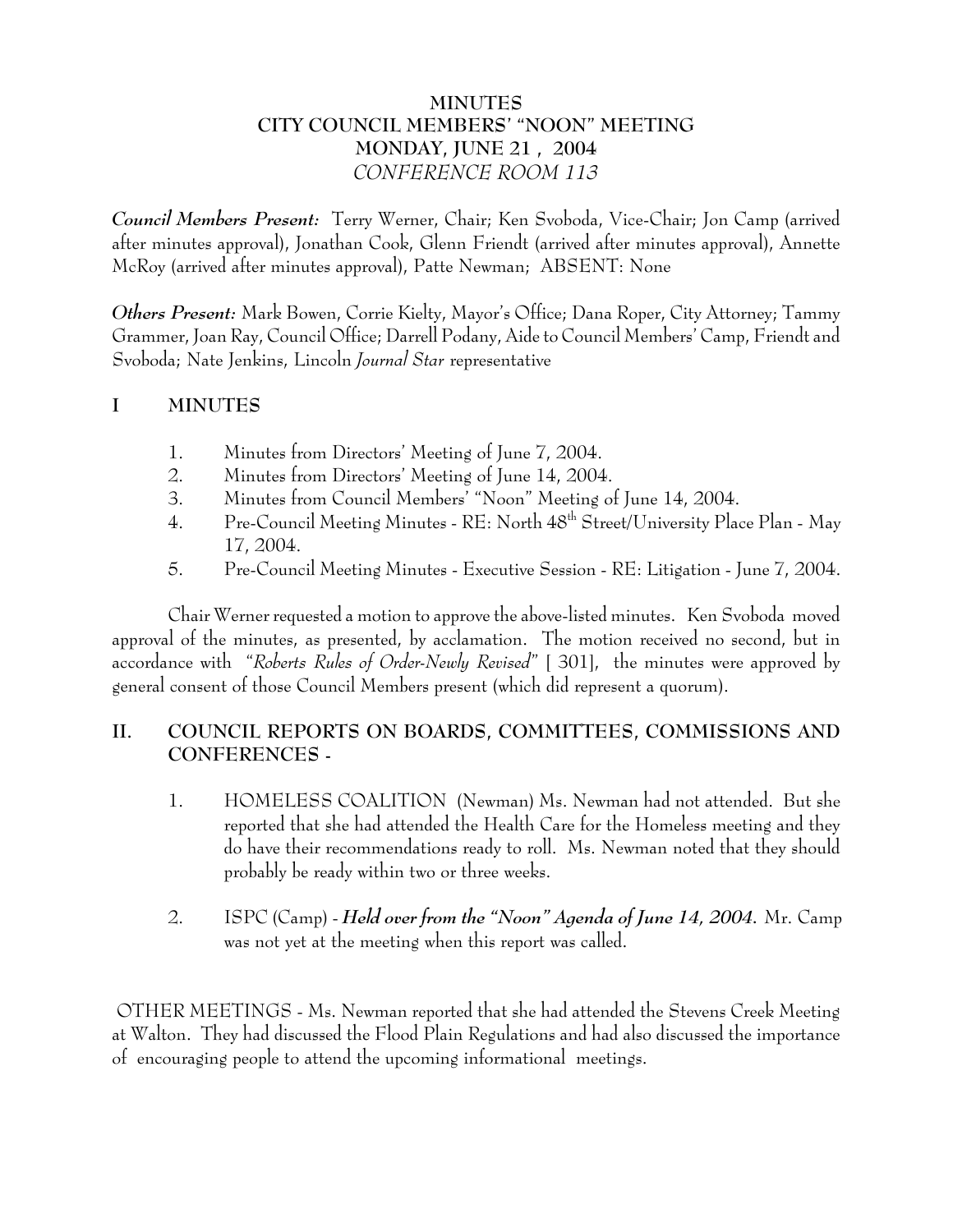# MINUTES
## CITY COUNCIL MEMBERS' "NOON" MEETING
## MONDAY, JUNE 21 , 2004
## *CONFERENCE ROOM 113*

***Council Members Present:*** Terry Werner, Chair; Ken Svoboda, Vice-Chair; Jon Camp (arrived after minutes approval), Jonathan Cook, Glenn Friendt (arrived after minutes approval), Annette McRoy (arrived after minutes approval), Patte Newman; ABSENT: None

***Others Present:*** Mark Bowen, Corrie Kielty, Mayor's Office; Dana Roper, City Attorney; Tammy Grammer, Joan Ray, Council Office; Darrell Podany, Aide to Council Members' Camp, Friendt and Svoboda; Nate Jenkins, Lincoln *Journal Star* representative

## I MINUTES

1. Minutes from Directors' Meeting of June 7, 2004.
2. Minutes from Directors' Meeting of June 14, 2004.
3. Minutes from Council Members' "Noon" Meeting of June 14, 2004.
4. Pre-Council Meeting Minutes - RE: North 48th Street/University Place Plan - May 17, 2004.
5. Pre-Council Meeting Minutes - Executive Session - RE: Litigation - June 7, 2004.

Chair Werner requested a motion to approve the above-listed minutes. Ken Svoboda moved approval of the minutes, as presented, by acclamation. The motion received no second, but in accordance with "*Roberts Rules of Order-Newly Revised*" [ 301], the minutes were approved by general consent of those Council Members present (which did represent a quorum).

## II. COUNCIL REPORTS ON BOARDS, COMMITTEES, COMMISSIONS AND CONFERENCES -

1. HOMELESS COALITION (Newman) Ms. Newman had not attended. But she reported that she had attended the Health Care for the Homeless meeting and they do have their recommendations ready to roll. Ms. Newman noted that they should probably be ready within two or three weeks.

2. ISPC (Camp) - ***Held over from the "Noon" Agenda of June 14, 2004.*** Mr. Camp was not yet at the meeting when this report was called.

OTHER MEETINGS - Ms. Newman reported that she had attended the Stevens Creek Meeting at Walton. They had discussed the Flood Plain Regulations and had also discussed the importance of encouraging people to attend the upcoming informational meetings.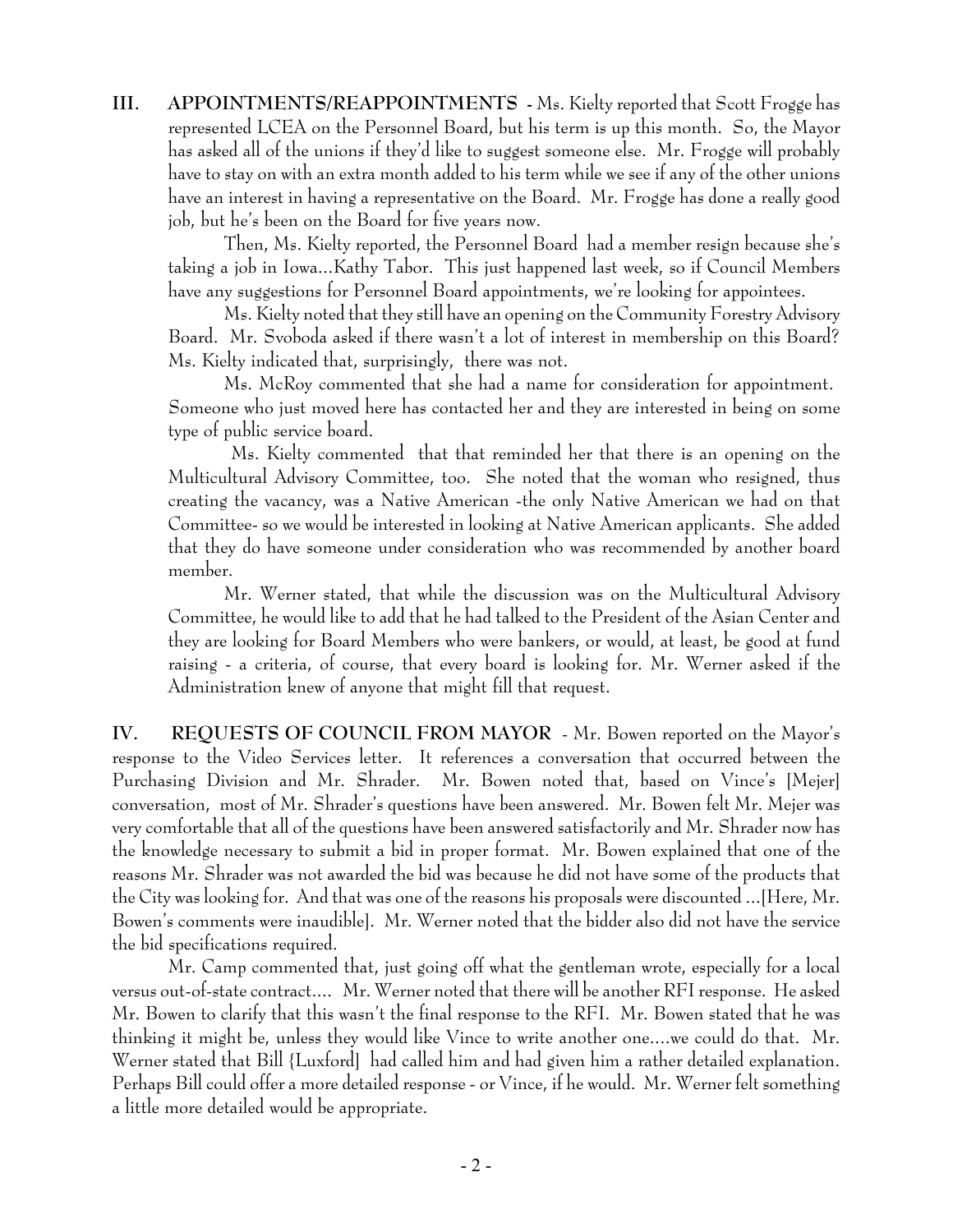**III. APPOINTMENTS/REAPPOINTMENTS** - Ms. Kielty reported that Scott Frogge has represented LCEA on the Personnel Board, but his term is up this month. So, the Mayor has asked all of the unions if they'd like to suggest someone else. Mr. Frogge will probably have to stay on with an extra month added to his term while we see if any of the other unions have an interest in having a representative on the Board. Mr. Frogge has done a really good job, but he's been on the Board for five years now.

Then, Ms. Kielty reported, the Personnel Board had a member resign because she's taking a job in Iowa...Kathy Tabor. This just happened last week, so if Council Members have any suggestions for Personnel Board appointments, we're looking for appointees.

Ms. Kielty noted that they still have an opening on the Community Forestry Advisory Board. Mr. Svoboda asked if there wasn't a lot of interest in membership on this Board? Ms. Kielty indicated that, surprisingly, there was not.

Ms. McRoy commented that she had a name for consideration for appointment. Someone who just moved here has contacted her and they are interested in being on some type of public service board.

Ms. Kielty commented that that reminded her that there is an opening on the Multicultural Advisory Committee, too. She noted that the woman who resigned, thus creating the vacancy, was a Native American -the only Native American we had on that Committee- so we would be interested in looking at Native American applicants. She added that they do have someone under consideration who was recommended by another board member.

Mr. Werner stated, that while the discussion was on the Multicultural Advisory Committee, he would like to add that he had talked to the President of the Asian Center and they are looking for Board Members who were bankers, or would, at least, be good at fund raising - a criteria, of course, that every board is looking for. Mr. Werner asked if the Administration knew of anyone that might fill that request.

**IV. REQUESTS OF COUNCIL FROM MAYOR** - Mr. Bowen reported on the Mayor's response to the Video Services letter. It references a conversation that occurred between the Purchasing Division and Mr. Shrader. Mr. Bowen noted that, based on Vince's [Mejer] conversation, most of Mr. Shrader's questions have been answered. Mr. Bowen felt Mr. Mejer was very comfortable that all of the questions have been answered satisfactorily and Mr. Shrader now has the knowledge necessary to submit a bid in proper format. Mr. Bowen explained that one of the reasons Mr. Shrader was not awarded the bid was because he did not have some of the products that the City was looking for. And that was one of the reasons his proposals were discounted ...[Here, Mr. Bowen's comments were inaudible]. Mr. Werner noted that the bidder also did not have the service the bid specifications required.

Mr. Camp commented that, just going off what the gentleman wrote, especially for a local versus out-of-state contract.... Mr. Werner noted that there will be another RFI response. He asked Mr. Bowen to clarify that this wasn't the final response to the RFI. Mr. Bowen stated that he was thinking it might be, unless they would like Vince to write another one....we could do that. Mr. Werner stated that Bill {Luxford] had called him and had given him a rather detailed explanation. Perhaps Bill could offer a more detailed response - or Vince, if he would. Mr. Werner felt something a little more detailed would be appropriate.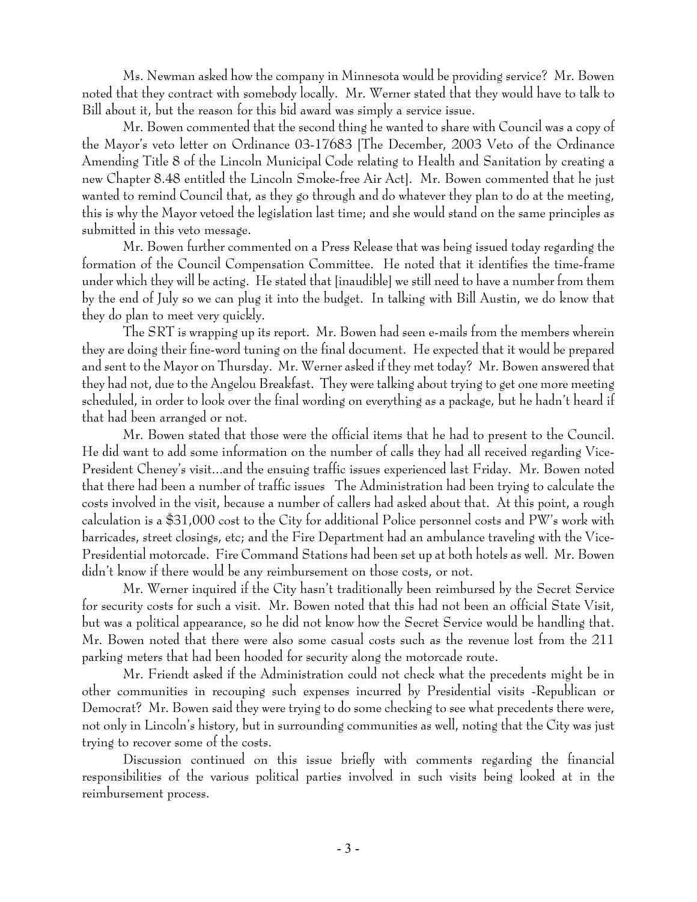Ms. Newman asked how the company in Minnesota would be providing service? Mr. Bowen noted that they contract with somebody locally. Mr. Werner stated that they would have to talk to Bill about it, but the reason for this bid award was simply a service issue.

Mr. Bowen commented that the second thing he wanted to share with Council was a copy of the Mayor's veto letter on Ordinance 03-17683 [The December, 2003 Veto of the Ordinance Amending Title 8 of the Lincoln Municipal Code relating to Health and Sanitation by creating a new Chapter 8.48 entitled the Lincoln Smoke-free Air Act]. Mr. Bowen commented that he just wanted to remind Council that, as they go through and do whatever they plan to do at the meeting, this is why the Mayor vetoed the legislation last time; and she would stand on the same principles as submitted in this veto message.

Mr. Bowen further commented on a Press Release that was being issued today regarding the formation of the Council Compensation Committee. He noted that it identifies the time-frame under which they will be acting. He stated that [inaudible] we still need to have a number from them by the end of July so we can plug it into the budget. In talking with Bill Austin, we do know that they do plan to meet very quickly.

The SRT is wrapping up its report. Mr. Bowen had seen e-mails from the members wherein they are doing their fine-word tuning on the final document. He expected that it would be prepared and sent to the Mayor on Thursday. Mr. Werner asked if they met today? Mr. Bowen answered that they had not, due to the Angelou Breakfast. They were talking about trying to get one more meeting scheduled, in order to look over the final wording on everything as a package, but he hadn't heard if that had been arranged or not.

Mr. Bowen stated that those were the official items that he had to present to the Council. He did want to add some information on the number of calls they had all received regarding Vice-President Cheney's visit...and the ensuing traffic issues experienced last Friday. Mr. Bowen noted that there had been a number of traffic issues The Administration had been trying to calculate the costs involved in the visit, because a number of callers had asked about that. At this point, a rough calculation is a $31,000 cost to the City for additional Police personnel costs and PW's work with barricades, street closings, etc; and the Fire Department had an ambulance traveling with the Vice-Presidential motorcade. Fire Command Stations had been set up at both hotels as well. Mr. Bowen didn't know if there would be any reimbursement on those costs, or not.

Mr. Werner inquired if the City hasn't traditionally been reimbursed by the Secret Service for security costs for such a visit. Mr. Bowen noted that this had not been an official State Visit, but was a political appearance, so he did not know how the Secret Service would be handling that. Mr. Bowen noted that there were also some casual costs such as the revenue lost from the 211 parking meters that had been hooded for security along the motorcade route.

Mr. Friendt asked if the Administration could not check what the precedents might be in other communities in recouping such expenses incurred by Presidential visits -Republican or Democrat? Mr. Bowen said they were trying to do some checking to see what precedents there were, not only in Lincoln's history, but in surrounding communities as well, noting that the City was just trying to recover some of the costs.

Discussion continued on this issue briefly with comments regarding the financial responsibilities of the various political parties involved in such visits being looked at in the reimbursement process.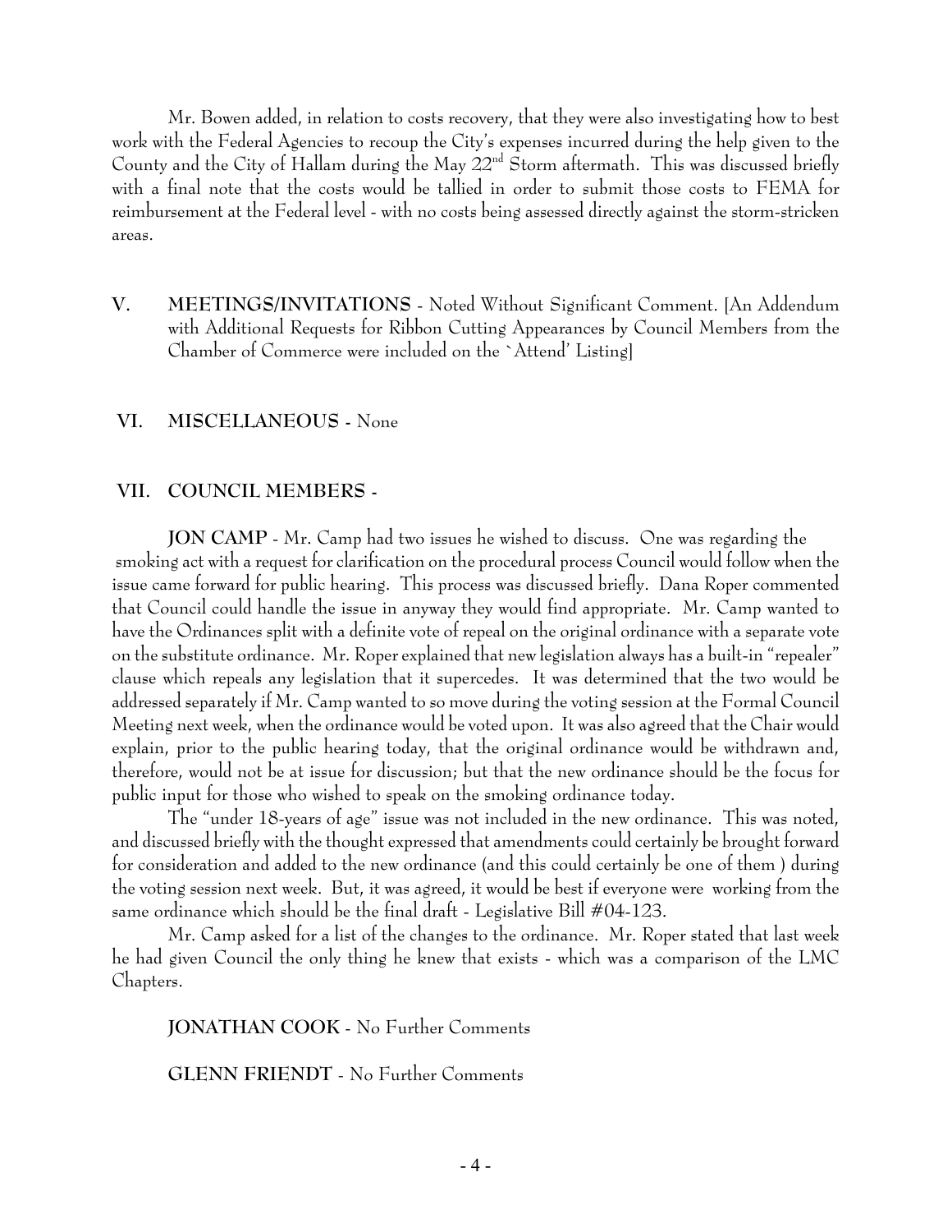Mr. Bowen added, in relation to costs recovery, that they were also investigating how to best work with the Federal Agencies to recoup the City's expenses incurred during the help given to the County and the City of Hallam during the May 22nd Storm aftermath. This was discussed briefly with a final note that the costs would be tallied in order to submit those costs to FEMA for reimbursement at the Federal level - with no costs being assessed directly against the storm-stricken areas.

**V. MEETINGS/INVITATIONS** - Noted Without Significant Comment. [An Addendum with Additional Requests for Ribbon Cutting Appearances by Council Members from the Chamber of Commerce were included on the `Attend' Listing]

**VI. MISCELLANEOUS** - None

**VII. COUNCIL MEMBERS** -

**JON CAMP** - Mr. Camp had two issues he wished to discuss. One was regarding the smoking act with a request for clarification on the procedural process Council would follow when the issue came forward for public hearing. This process was discussed briefly. Dana Roper commented that Council could handle the issue in anyway they would find appropriate. Mr. Camp wanted to have the Ordinances split with a definite vote of repeal on the original ordinance with a separate vote on the substitute ordinance. Mr. Roper explained that new legislation always has a built-in "repealer" clause which repeals any legislation that it supercedes. It was determined that the two would be addressed separately if Mr. Camp wanted to so move during the voting session at the Formal Council Meeting next week, when the ordinance would be voted upon. It was also agreed that the Chair would explain, prior to the public hearing today, that the original ordinance would be withdrawn and, therefore, would not be at issue for discussion; but that the new ordinance should be the focus for public input for those who wished to speak on the smoking ordinance today.

The "under 18-years of age" issue was not included in the new ordinance. This was noted, and discussed briefly with the thought expressed that amendments could certainly be brought forward for consideration and added to the new ordinance (and this could certainly be one of them ) during the voting session next week. But, it was agreed, it would be best if everyone were working from the same ordinance which should be the final draft - Legislative Bill #04-123.

Mr. Camp asked for a list of the changes to the ordinance. Mr. Roper stated that last week he had given Council the only thing he knew that exists - which was a comparison of the LMC Chapters.

**JONATHAN COOK** - No Further Comments

**GLENN FRIENDT** - No Further Comments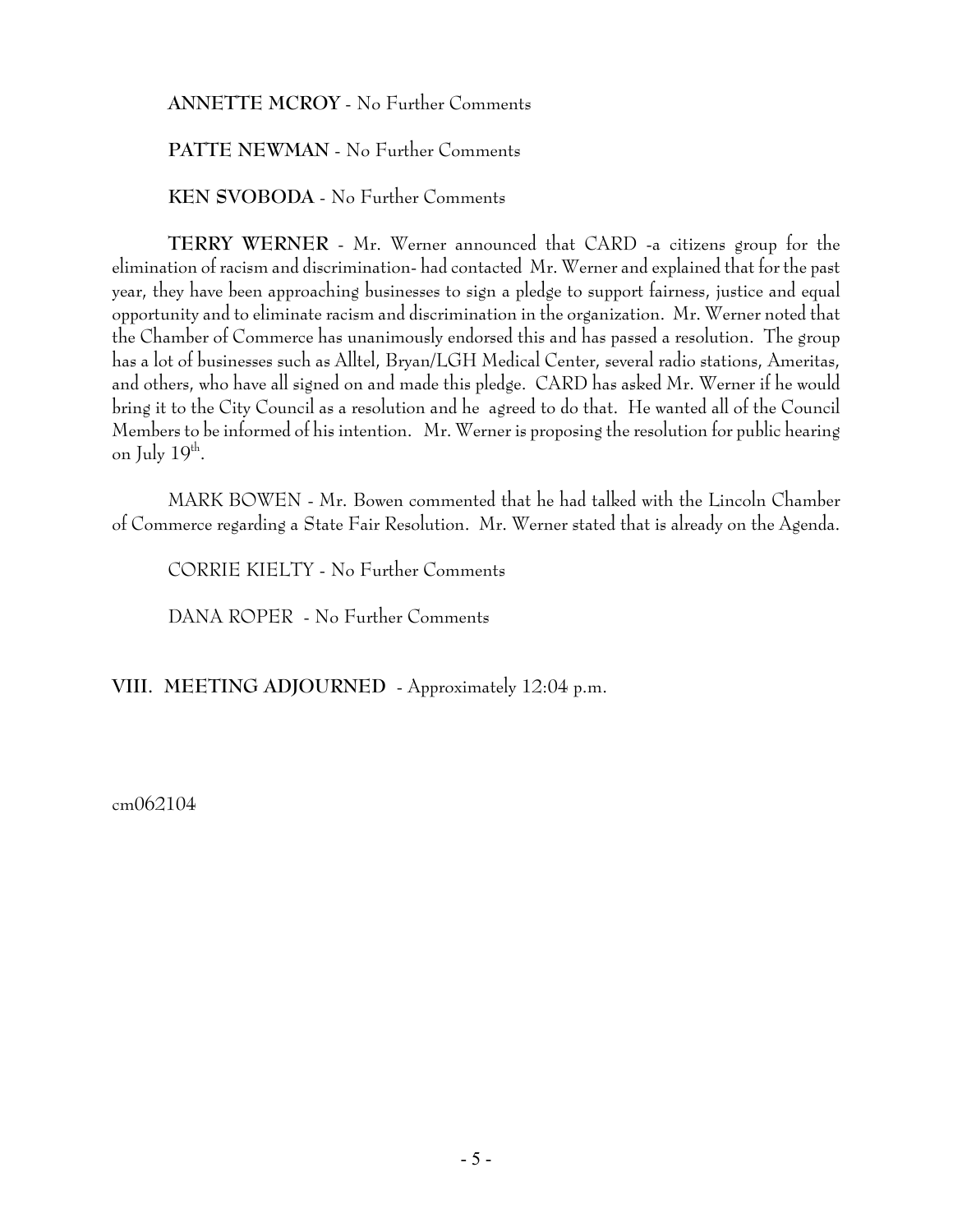**ANNETTE MCROY** - No Further Comments

**PATTE NEWMAN** - No Further Comments

**KEN SVOBODA** - No Further Comments

**TERRY WERNER** - Mr. Werner announced that CARD -a citizens group for the elimination of racism and discrimination- had contacted Mr. Werner and explained that for the past year, they have been approaching businesses to sign a pledge to support fairness, justice and equal opportunity and to eliminate racism and discrimination in the organization. Mr. Werner noted that the Chamber of Commerce has unanimously endorsed this and has passed a resolution. The group has a lot of businesses such as Alltel, Bryan/LGH Medical Center, several radio stations, Ameritas, and others, who have all signed on and made this pledge. CARD has asked Mr. Werner if he would bring it to the City Council as a resolution and he agreed to do that. He wanted all of the Council Members to be informed of his intention. Mr. Werner is proposing the resolution for public hearing on July 19th.

MARK BOWEN - Mr. Bowen commented that he had talked with the Lincoln Chamber of Commerce regarding a State Fair Resolution. Mr. Werner stated that is already on the Agenda.

CORRIE KIELTY - No Further Comments

DANA ROPER - No Further Comments

**VIII. MEETING ADJOURNED** - Approximately 12:04 p.m.

cm062104